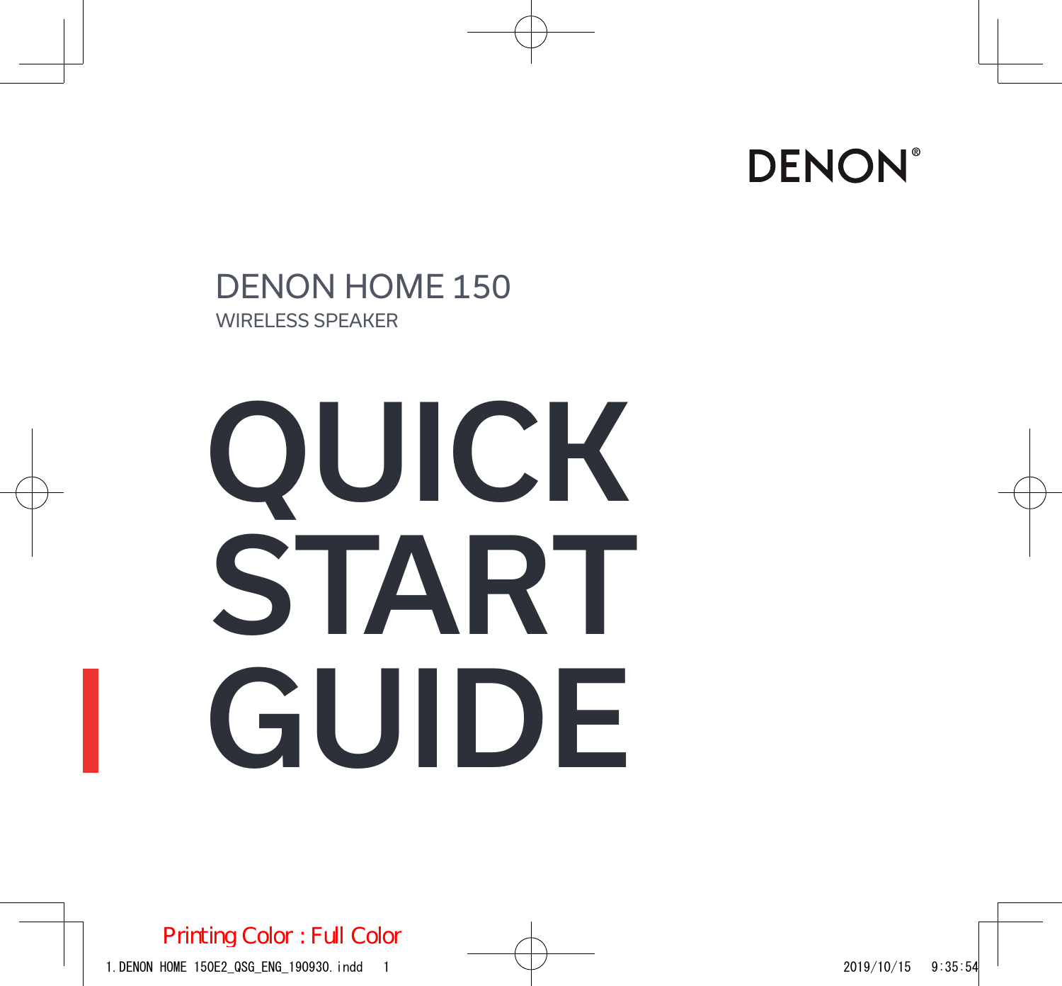DENON®

DENON HOME 150

WIRELESS SPEAKER

# QUICK START GUIDE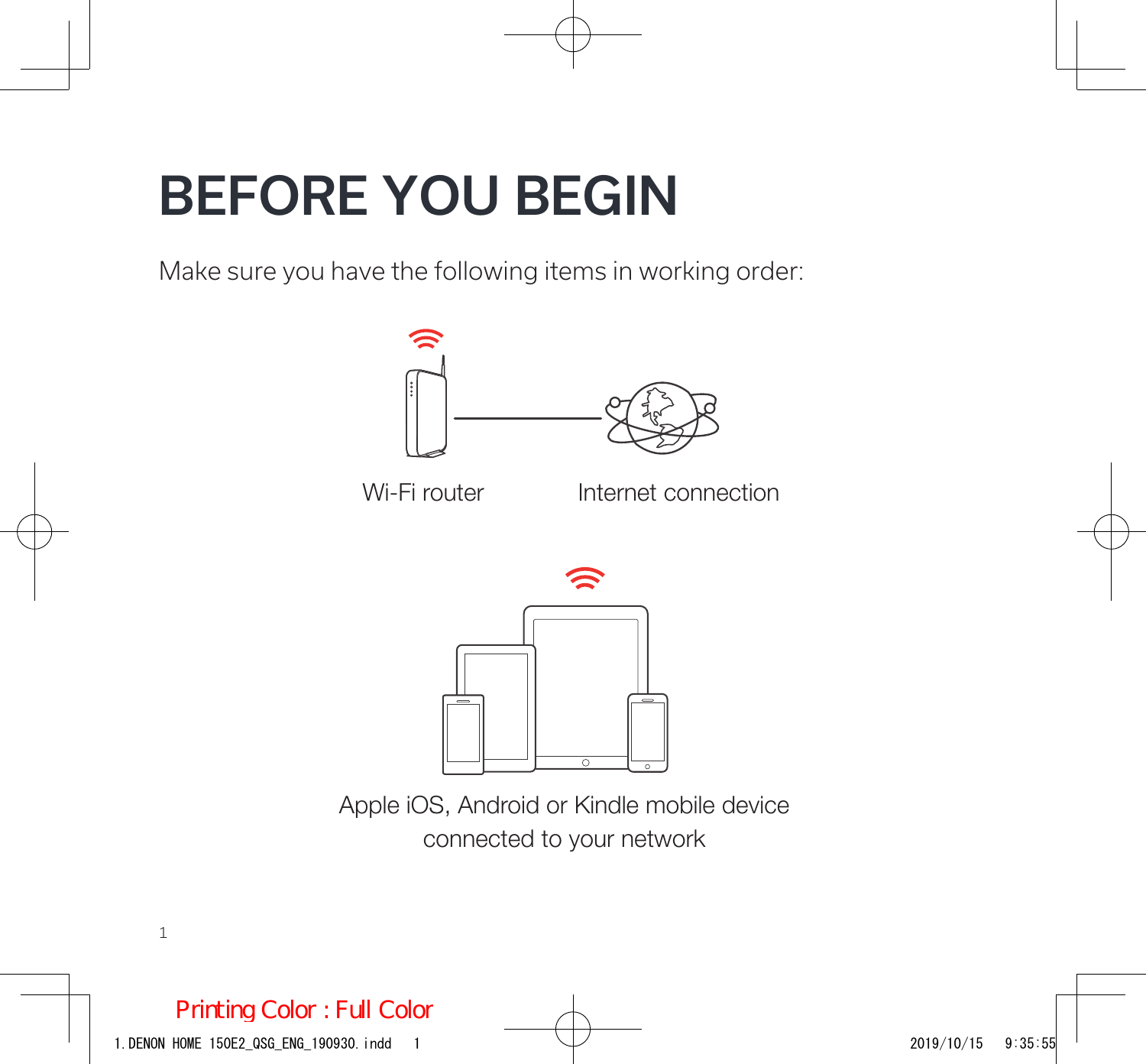# BEFORE YOU BEGIN

Make sure you have the following items in working order:

Wi-Fi router

Internet connection

Apple iOS, Android or Kindle mobile device connected to your network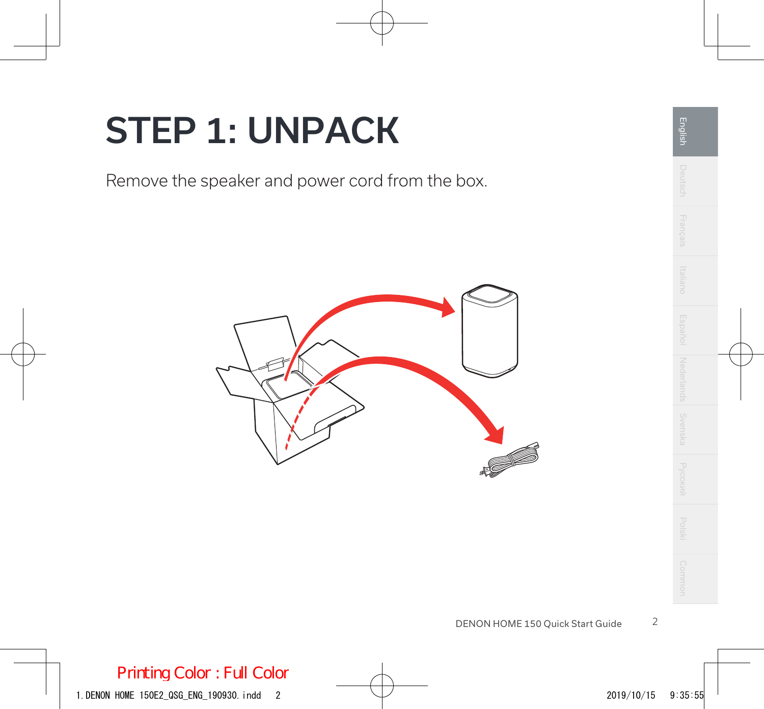# STEP 1: UNPACK

Remove the speaker and power cord from the box.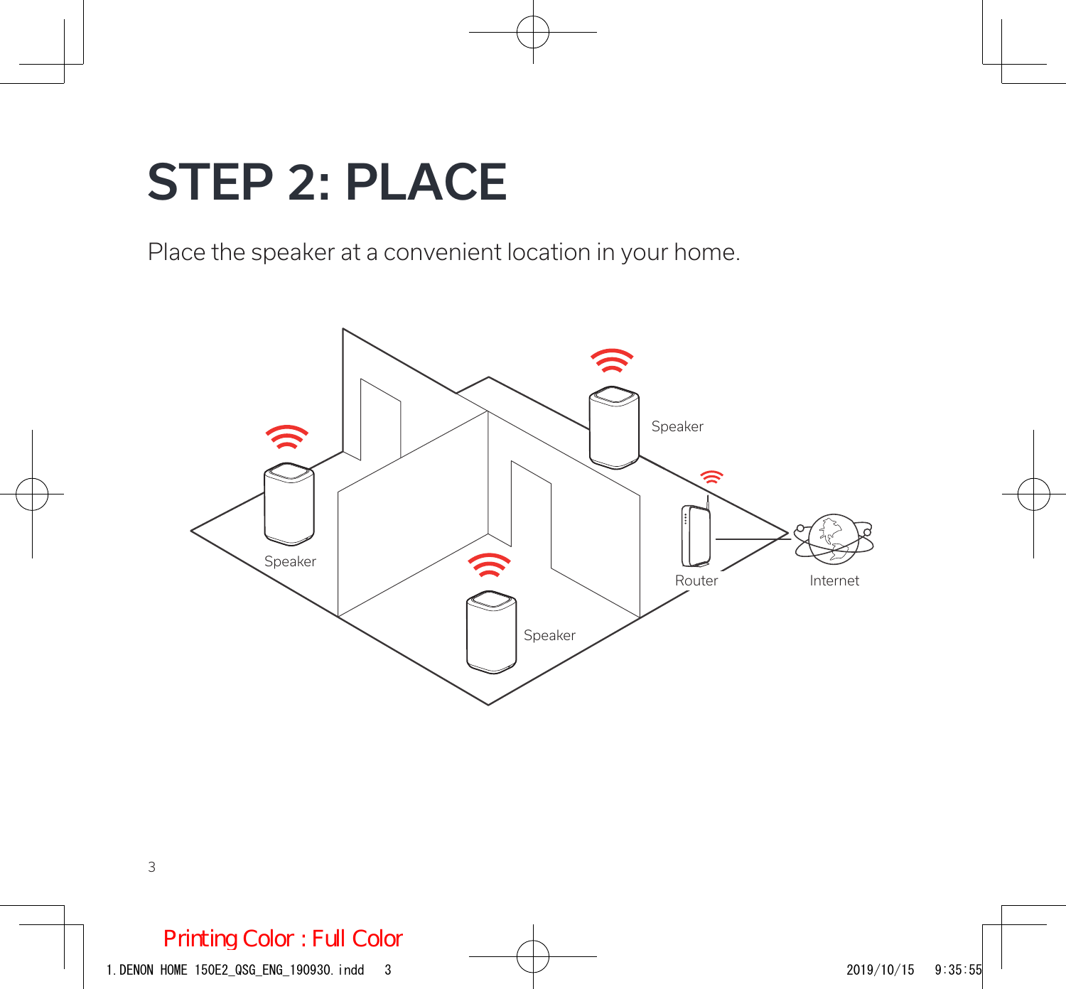# STEP 2: PLACE

Place the speaker at a convenient location in your home.

Speaker

Speaker

Speaker

Router

Internet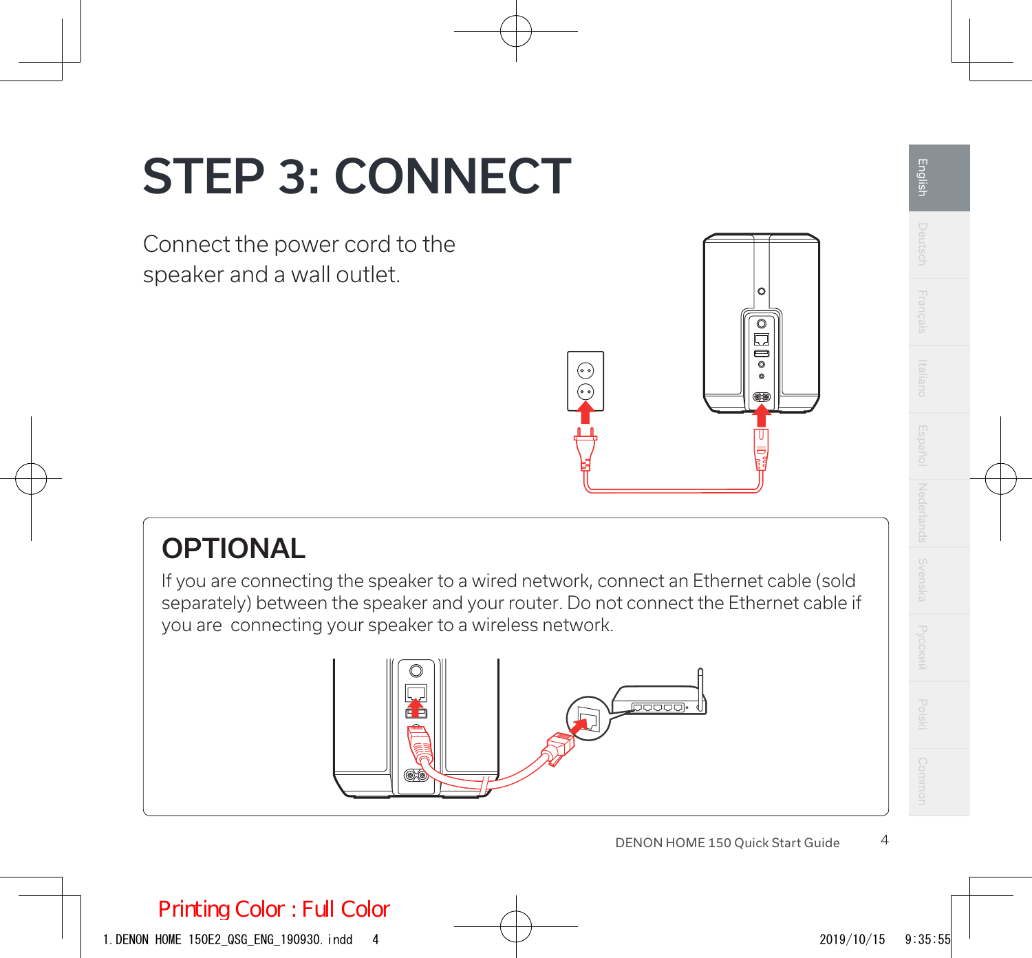# STEP 3: CONNECT

Connect the power cord to the speaker and a wall outlet.

## OPTIONAL

If you are connecting the speaker to a wired network, connect an Ethernet cable (sold separately) between the speaker and your router. Do not connect the Ethernet cable if you are connecting your speaker to a wireless network.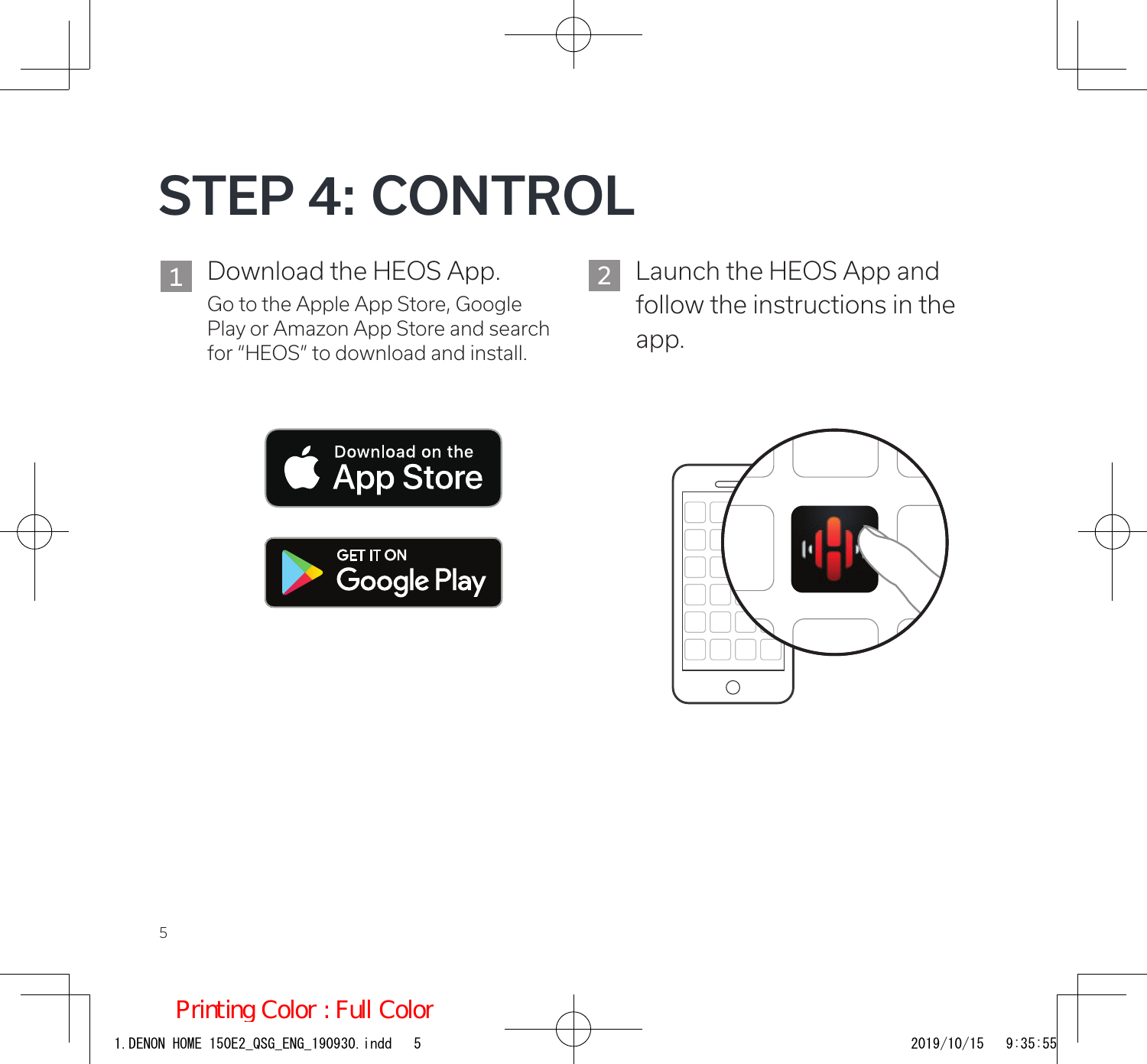# STEP 4: CONTROL

1. Download the HEOS App.
   Go to the Apple App Store, Google Play or Amazon App Store and search for "HEOS" to download and install.

2. Launch the HEOS App and follow the instructions in the app.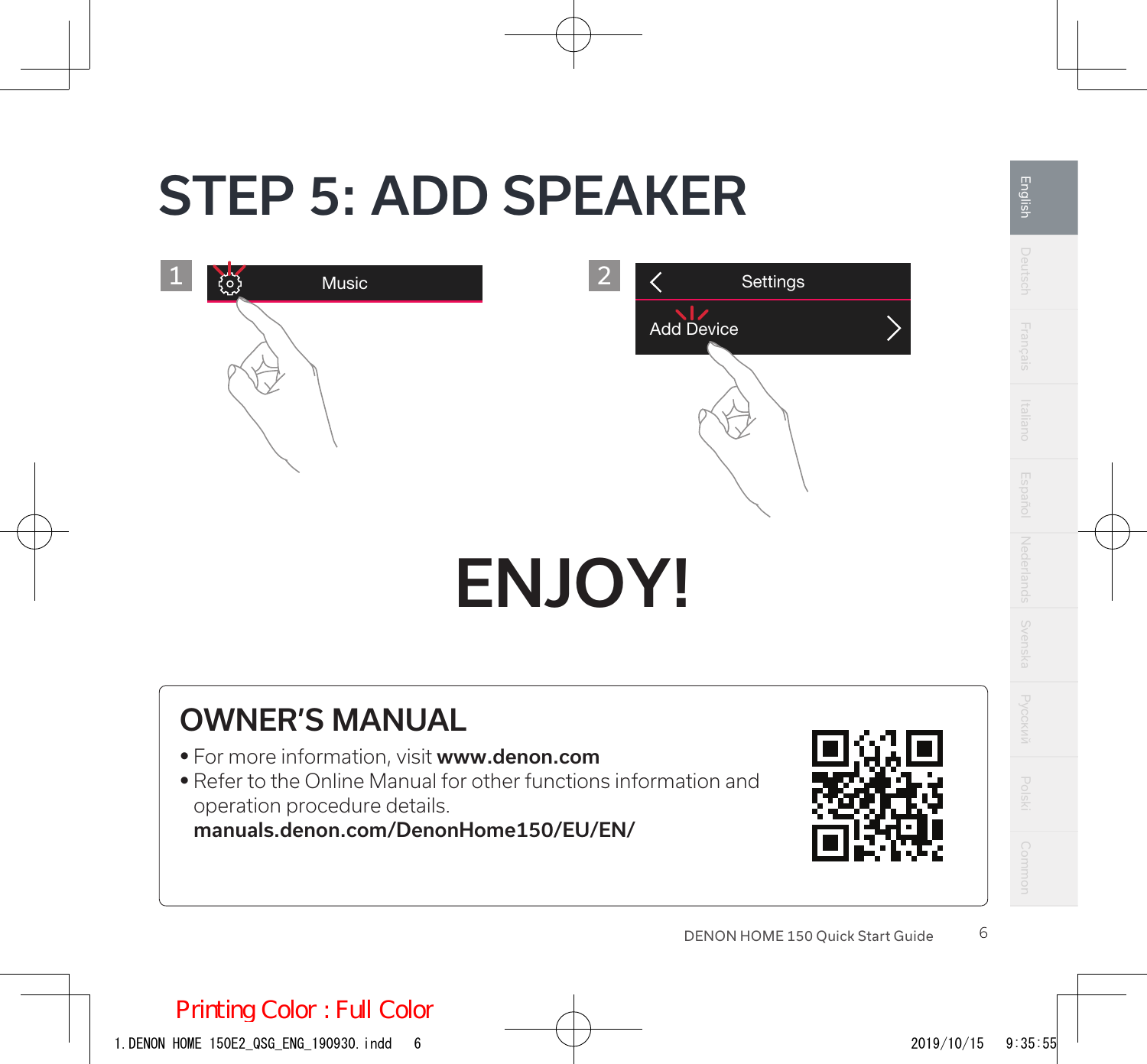# STEP 5: ADD SPEAKER

1 Music

2 Settings

Add Device

# ENJOY!

## OWNER'S MANUAL

- For more information, visit **www.denon.com**
- Refer to the Online Manual for other functions information and operation procedure details.
  **manuals.denon.com/DenonHome150/EU/EN/**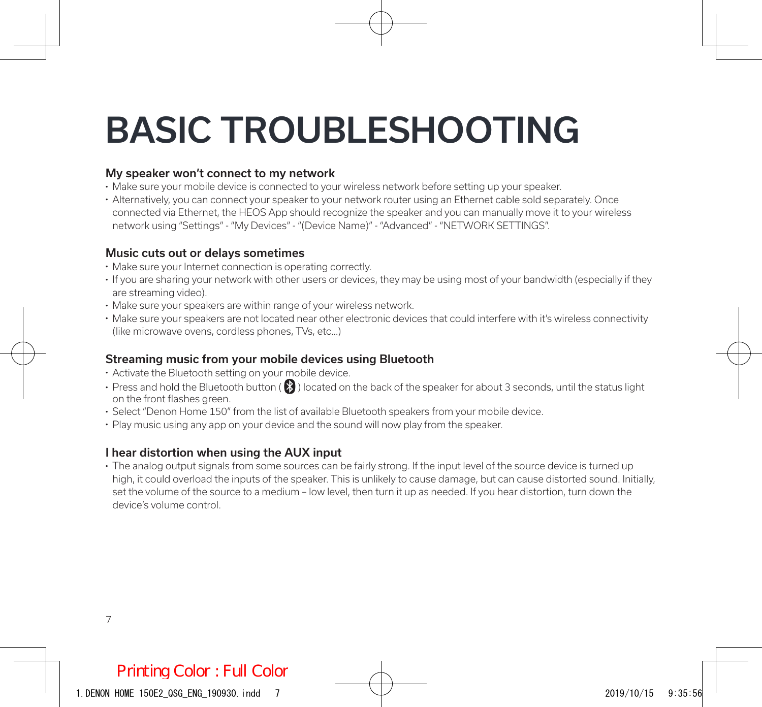# BASIC TROUBLESHOOTING

### My speaker won't connect to my network

- Make sure your mobile device is connected to your wireless network before setting up your speaker.
- Alternatively, you can connect your speaker to your network router using an Ethernet cable sold separately. Once connected via Ethernet, the HEOS App should recognize the speaker and you can manually move it to your wireless network using "Settings" - "My Devices" - "(Device Name)" - "Advanced" - "NETWORK SETTINGS".

### Music cuts out or delays sometimes

- Make sure your Internet connection is operating correctly.
- If you are sharing your network with other users or devices, they may be using most of your bandwidth (especially if they are streaming video).
- Make sure your speakers are within range of your wireless network.
- Make sure your speakers are not located near other electronic devices that could interfere with it's wireless connectivity (like microwave ovens, cordless phones, TVs, etc...)

### Streaming music from your mobile devices using Bluetooth

- Activate the Bluetooth setting on your mobile device.
- Press and hold the Bluetooth button ( ) located on the back of the speaker for about 3 seconds, until the status light on the front flashes green.
- Select "Denon Home 150" from the list of available Bluetooth speakers from your mobile device.
- Play music using any app on your device and the sound will now play from the speaker.

### I hear distortion when using the AUX input

- The analog output signals from some sources can be fairly strong. If the input level of the source device is turned up high, it could overload the inputs of the speaker. This is unlikely to cause damage, but can cause distorted sound. Initially, set the volume of the source to a medium – low level, then turn it up as needed. If you hear distortion, turn down the device's volume control.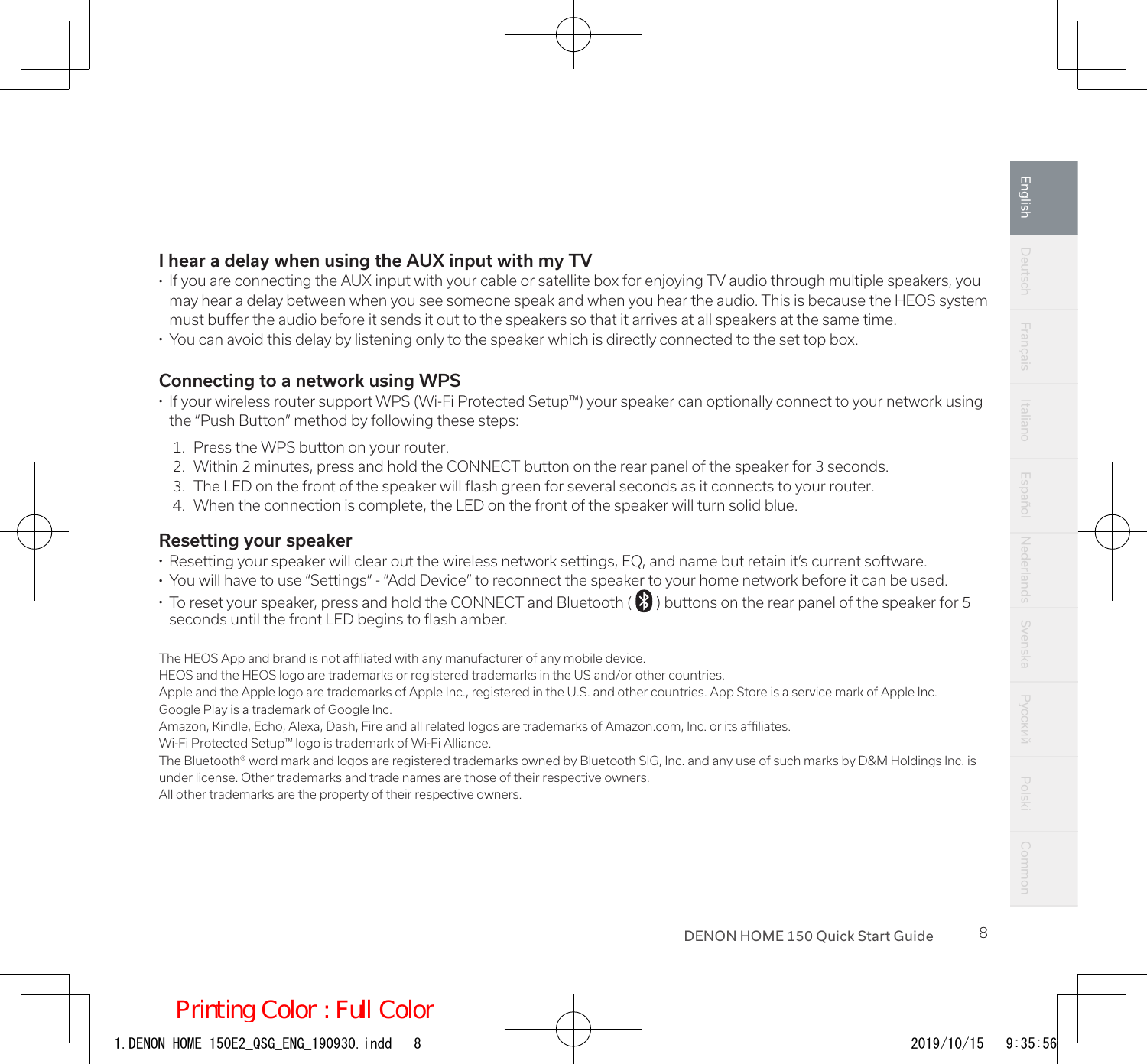## I hear a delay when using the AUX input with my TV

- If you are connecting the AUX input with your cable or satellite box for enjoying TV audio through multiple speakers, you may hear a delay between when you see someone speak and when you hear the audio. This is because the HEOS system must buffer the audio before it sends it out to the speakers so that it arrives at all speakers at the same time.
- You can avoid this delay by listening only to the speaker which is directly connected to the set top box.

## Connecting to a network using WPS

- If your wireless router support WPS (Wi-Fi Protected Setup™) your speaker can optionally connect to your network using the "Push Button" method by following these steps:

1. Press the WPS button on your router.
2. Within 2 minutes, press and hold the CONNECT button on the rear panel of the speaker for 3 seconds.
3. The LED on the front of the speaker will flash green for several seconds as it connects to your router.
4. When the connection is complete, the LED on the front of the speaker will turn solid blue.

## Resetting your speaker

- Resetting your speaker will clear out the wireless network settings, EQ, and name but retain it's current software.
- You will have to use "Settings" - "Add Device" to reconnect the speaker to your home network before it can be used.
- To reset your speaker, press and hold the CONNECT and Bluetooth ( ) buttons on the rear panel of the speaker for 5 seconds until the front LED begins to flash amber.

The HEOS App and brand is not affiliated with any manufacturer of any mobile device.
HEOS and the HEOS logo are trademarks or registered trademarks in the US and/or other countries.
Apple and the Apple logo are trademarks of Apple Inc., registered in the U.S. and other countries. App Store is a service mark of Apple Inc.
Google Play is a trademark of Google Inc.
Amazon, Kindle, Echo, Alexa, Dash, Fire and all related logos are trademarks of Amazon.com, Inc. or its affiliates.
Wi-Fi Protected Setup™ logo is trademark of Wi-Fi Alliance.
The Bluetooth® word mark and logos are registered trademarks owned by Bluetooth SIG, Inc. and any use of such marks by D&M Holdings Inc. is under license. Other trademarks and trade names are those of their respective owners.
All other trademarks are the property of their respective owners.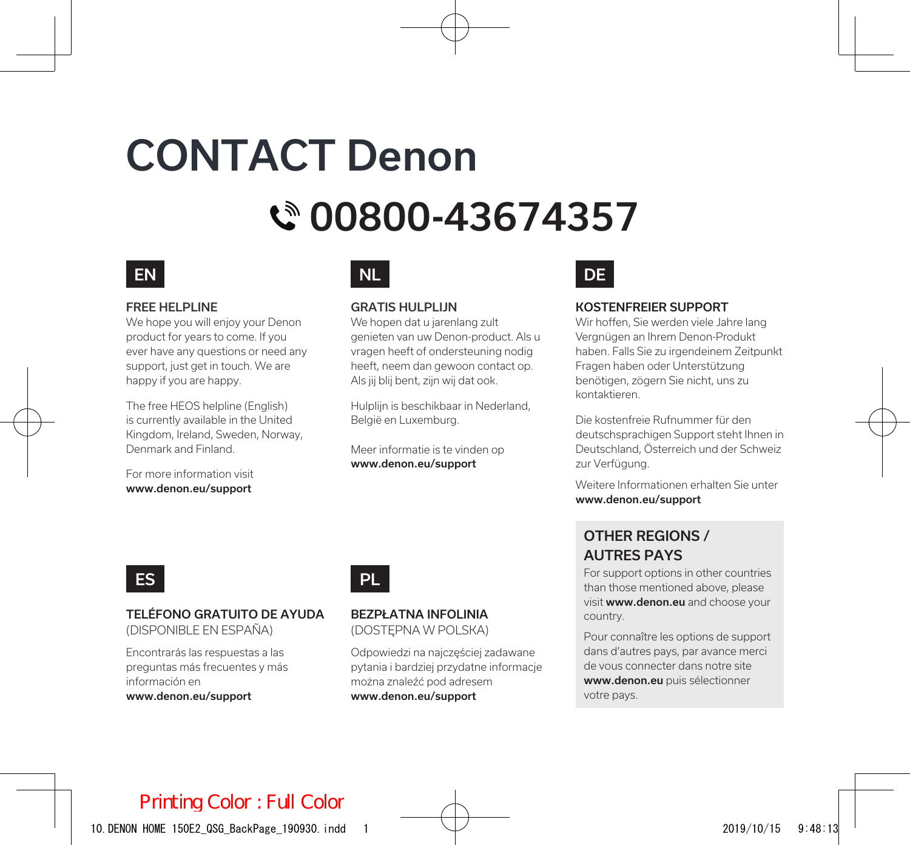# CONTACT Denon

## 00800-43674357

## EN

**FREE HELPLINE**

We hope you will enjoy your Denon product for years to come. If you ever have any questions or need any support, just get in touch. We are happy if you are happy.

The free HEOS helpline (English) is currently available in the United Kingdom, Ireland, Sweden, Norway, Denmark and Finland.

For more information visit
**www.denon.eu/support**

## NL

**GRATIS HULPLIJN**

We hopen dat u jarenlang zult genieten van uw Denon-product. Als u vragen heeft of ondersteuning nodig heeft, neem dan gewoon contact op. Als jij blij bent, zijn wij dat ook.

Hulplijn is beschikbaar in Nederland, België en Luxemburg.

Meer informatie is te vinden op
**www.denon.eu/support**

## DE

**KOSTENFREIER SUPPORT**

Wir hoffen, Sie werden viele Jahre lang Vergnügen an Ihrem Denon-Produkt haben. Falls Sie zu irgendeinem Zeitpunkt Fragen haben oder Unterstützung benötigen, zögern Sie nicht, uns zu kontaktieren.

Die kostenfreie Rufnummer für den deutschsprachigen Support steht Ihnen in Deutschland, Österreich und der Schweiz zur Verfügung.

Weitere Informationen erhalten Sie unter
**www.denon.eu/support**

## ES

**TELÉFONO GRATUITO DE AYUDA**
(DISPONIBLE EN ESPAÑA)

Encontrarás las respuestas a las preguntas más frecuentes y más información en
**www.denon.eu/support**

## PL

**BEZPŁATNA INFOLINIA**
(DOSTĘPNA W POLSKA)

Odpowiedzi na najczęściej zadawane pytania i bardziej przydatne informacje można znaleźć pod adresem
**www.denon.eu/support**

### OTHER REGIONS / AUTRES PAYS

For support options in other countries than those mentioned above, please visit **www.denon.eu** and choose your country.

Pour connaître les options de support dans d'autres pays, par avance merci de vous connecter dans notre site **www.denon.eu** puis sélectionner votre pays.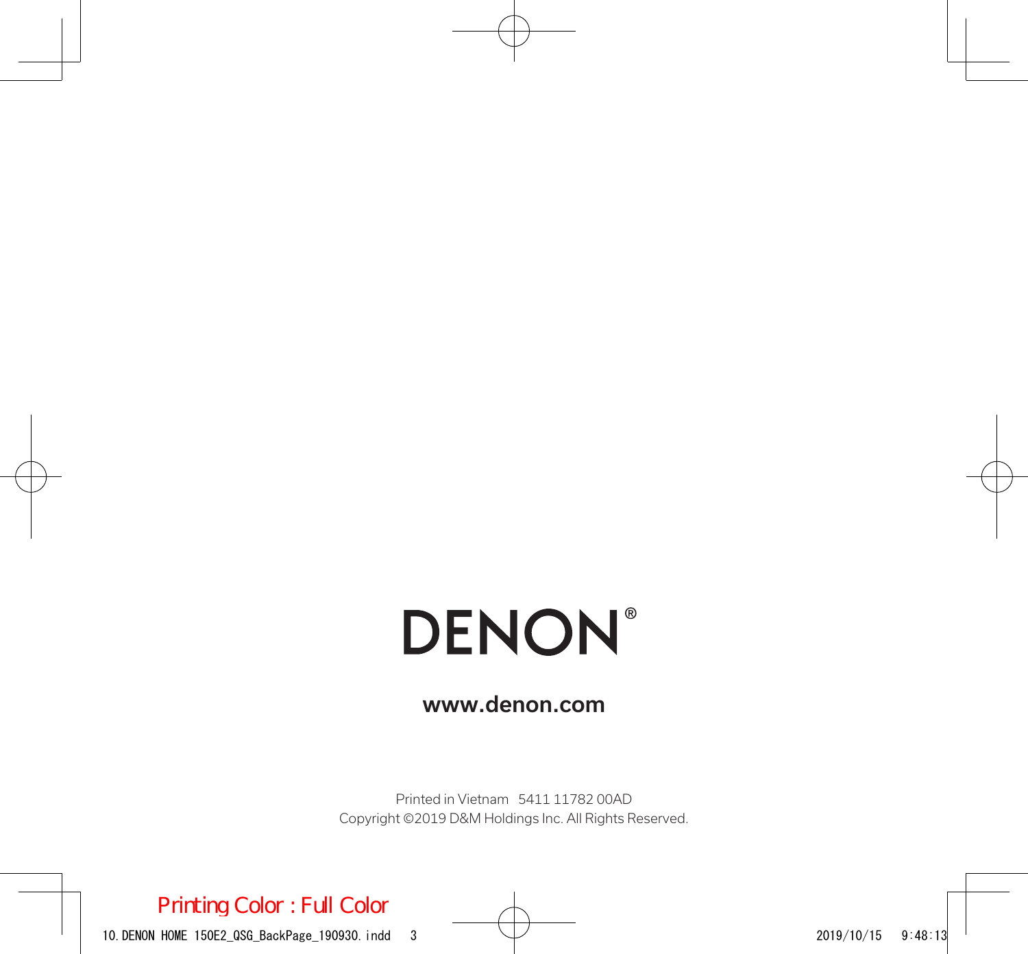DENON®

**www.denon.com**

Printed in Vietnam 5411 11782 00AD
Copyright ©2019 D&M Holdings Inc. All Rights Reserved.